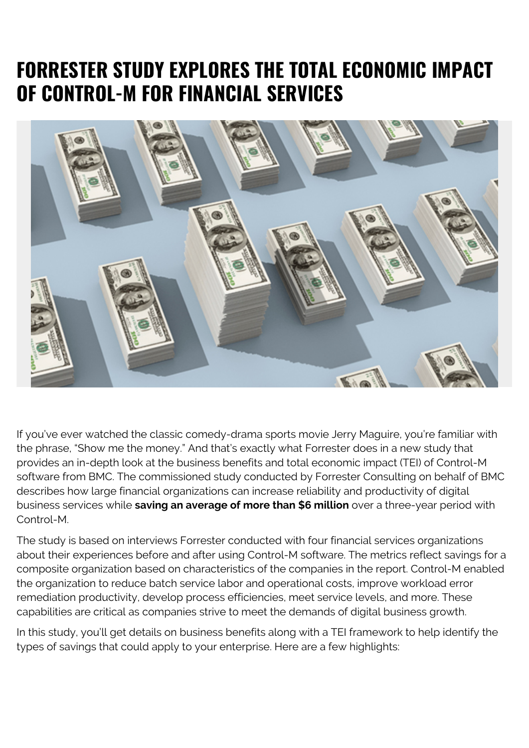# FORRESTER STUDY EXPLORES THE TOTAL ECONOMIC IMPACT OF CONTROL-M FOR FINANCIAL SERVICES

If you've ever watched the classic comedy-drama sports movie Jerry Maguire, you're familiar with the phrase, "Show me the money." And that's exactly what Forrester does in a new study that provides an in-depth look at the business benefits and total economic impact (TEI) of Control-M software from BMC. The commissioned study conducted by Forrester Consulting on behalf of BMC describes how large financial organizations can increase reliability and productivity of digital business services while **saving an average of more than $6 million** over a three-year period with Control-M.

The study is based on interviews Forrester conducted with four financial services organizations about their experiences before and after using Control-M software. The metrics reflect savings for a composite organization based on characteristics of the companies in the report. Control-M enabled the organization to reduce batch service labor and operational costs, improve workload error remediation productivity, develop process efficiencies, meet service levels, and more. These capabilities are critical as companies strive to meet the demands of digital business growth.

In this study, you'll get details on business benefits along with a TEI framework to help identify the types of savings that could apply to your enterprise. Here are a few highlights: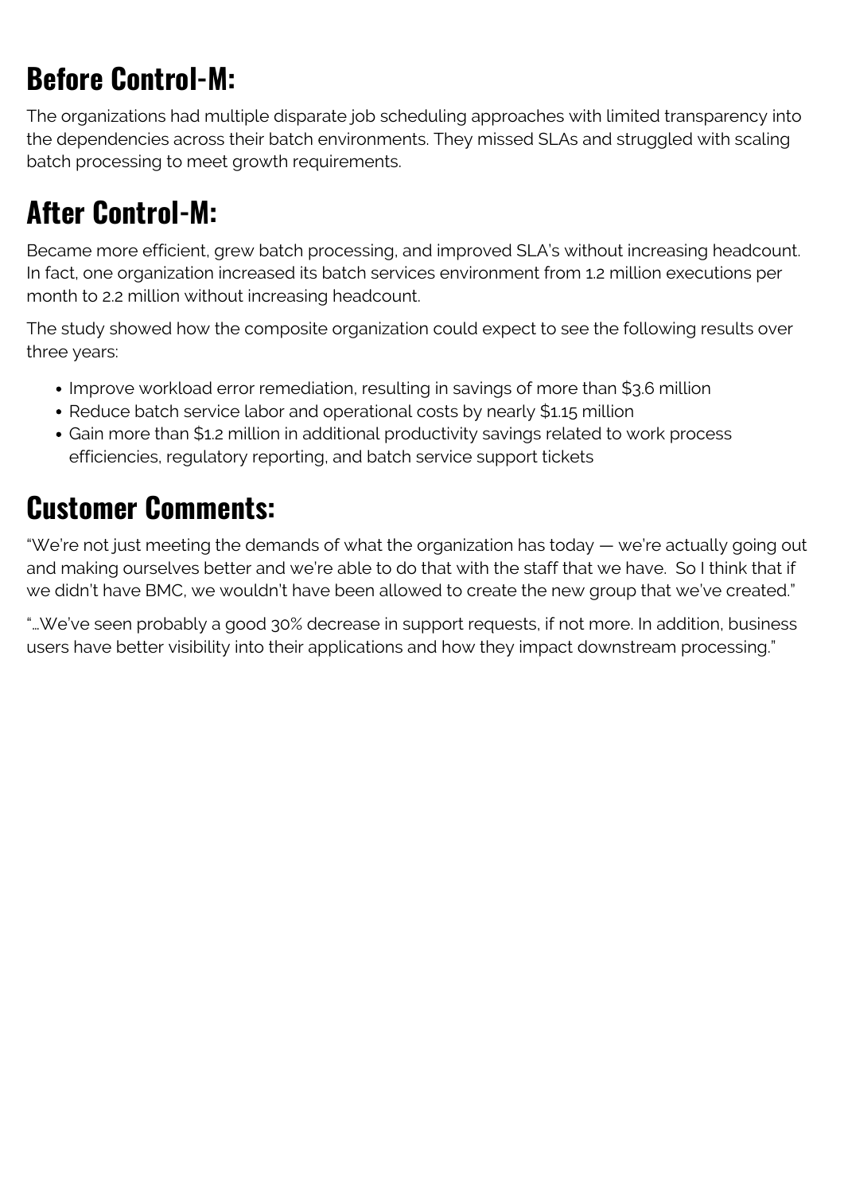## Before Control-M:

The organizations had multiple disparate job scheduling approaches with limited transparency into the dependencies across their batch environments. They missed SLAs and struggled with scaling batch processing to meet growth requirements.

## After Control-M:

Became more efficient, grew batch processing, and improved SLA's without increasing headcount. In fact, one organization increased its batch services environment from 1.2 million executions per month to 2.2 million without increasing headcount.

The study showed how the composite organization could expect to see the following results over three years:

- Improve workload error remediation, resulting in savings of more than $3.6 million
- Reduce batch service labor and operational costs by nearly $1.15 million
- Gain more than $1.2 million in additional productivity savings related to work process efficiencies, regulatory reporting, and batch service support tickets

## Customer Comments:

"We're not just meeting the demands of what the organization has today — we're actually going out and making ourselves better and we're able to do that with the staff that we have. So I think that if we didn't have BMC, we wouldn't have been allowed to create the new group that we've created."

"…We've seen probably a good 30% decrease in support requests, if not more. In addition, business users have better visibility into their applications and how they impact downstream processing."